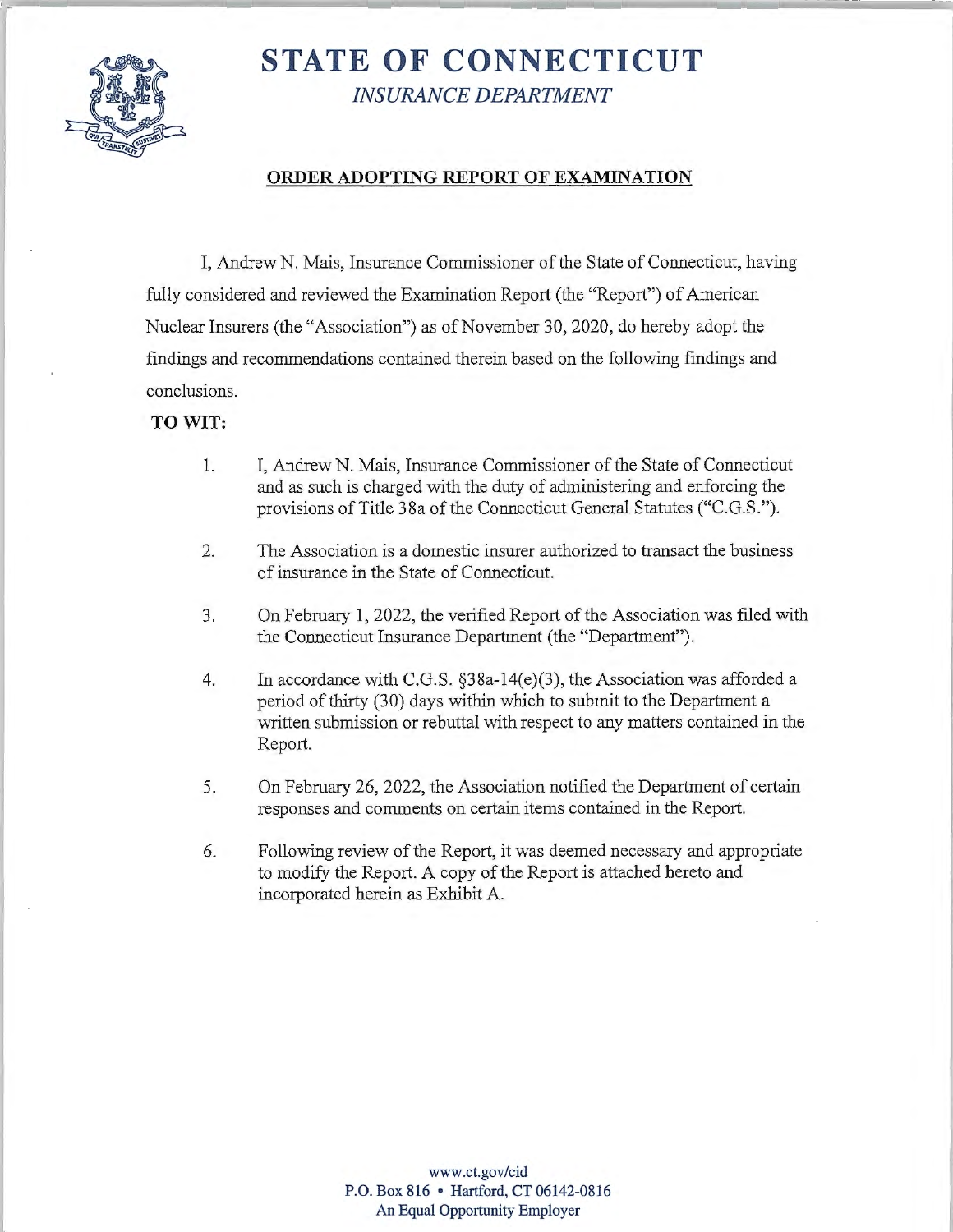# STATE OF CONNECTICUT

*INSURANCE DEPARTMENT*

**ORDER ADOPTING REPORT OF EXAMINATION**

I, Andrew N. Mais, Insurance Commissioner of the State of Connecticut, having fully considered and reviewed the Examination Report (the "Report") of American Nuclear Insurers (the "Association") as of November 30, 2020, do hereby adopt the findings and recommendations contained therein based on the following findings and conclusions.

**TO WIT:**

1. I, Andrew N. Mais, Insurance Commissioner of the State of Connecticut and as such is charged with the duty of administering and enforcing the provisions of Title 38a of the Connecticut General Statutes ("C.G.S.").

2. The Association is a domestic insurer authorized to transact the business of insurance in the State of Connecticut.

3. On February 1, 2022, the verified Report of the Association was filed with the Connecticut Insurance Department (the "Department").

4. In accordance with C.G.S. §38a-14(e)(3), the Association was afforded a period of thirty (30) days within which to submit to the Department a written submission or rebuttal with respect to any matters contained in the Report.

5. On February 26, 2022, the Association notified the Department of certain responses and comments on certain items contained in the Report.

6. Following review of the Report, it was deemed necessary and appropriate to modify the Report. A copy of the Report is attached hereto and incorporated herein as Exhibit A.

www.ct.gov/cid
P.O. Box 816 • Hartford, CT 06142-0816
An Equal Opportunity Employer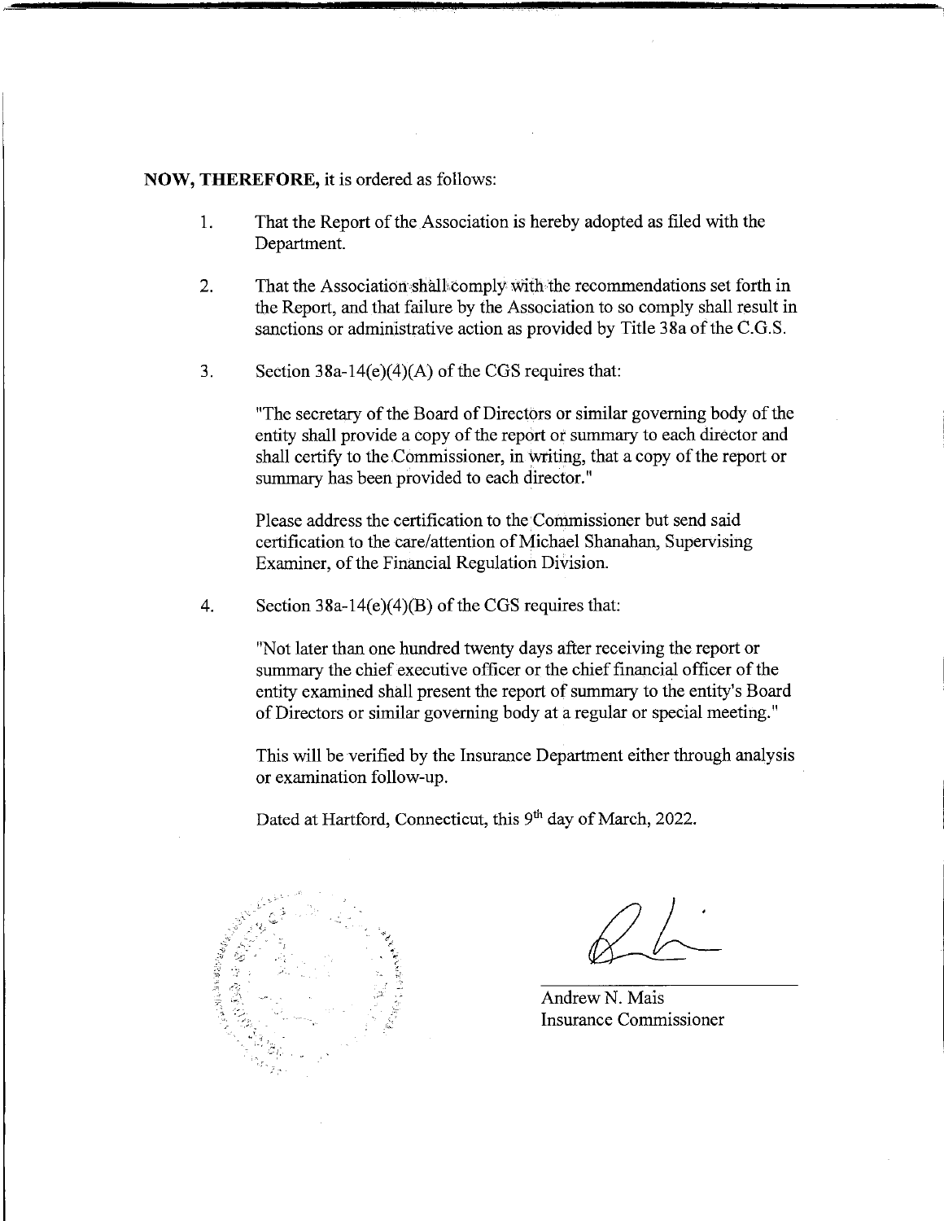**NOW, THEREFORE,** it is ordered as follows:

1. That the Report of the Association is hereby adopted as filed with the Department.

2. That the Association shall comply with the recommendations set forth in the Report, and that failure by the Association to so comply shall result in sanctions or administrative action as provided by Title 38a of the C.G.S.

3. Section 38a-14(e)(4)(A) of the CGS requires that:

   "The secretary of the Board of Directors or similar governing body of the entity shall provide a copy of the report or summary to each director and shall certify to the Commissioner, in writing, that a copy of the report or summary has been provided to each director."

   Please address the certification to the Commissioner but send said certification to the care/attention of Michael Shanahan, Supervising Examiner, of the Financial Regulation Division.

4. Section 38a-14(e)(4)(B) of the CGS requires that:

   "Not later than one hundred twenty days after receiving the report or summary the chief executive officer or the chief financial officer of the entity examined shall present the report of summary to the entity's Board of Directors or similar governing body at a regular or special meeting."

   This will be verified by the Insurance Department either through analysis or examination follow-up.

   Dated at Hartford, Connecticut, this 9th day of March, 2022.

Andrew N. Mais
Insurance Commissioner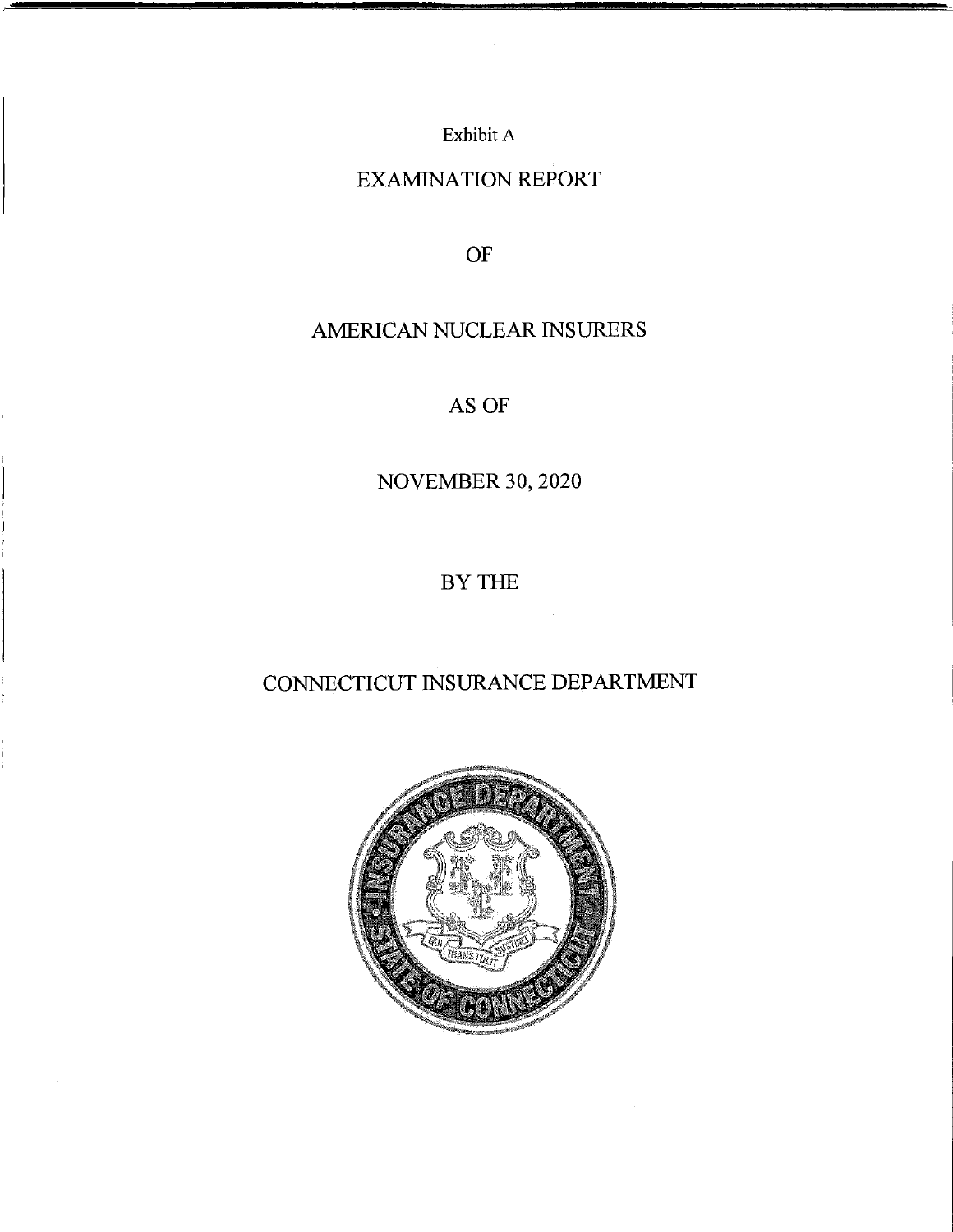Exhibit A

# EXAMINATION REPORT

OF

# AMERICAN NUCLEAR INSURERS

AS OF

NOVEMBER 30, 2020

BY THE

# CONNECTICUT INSURANCE DEPARTMENT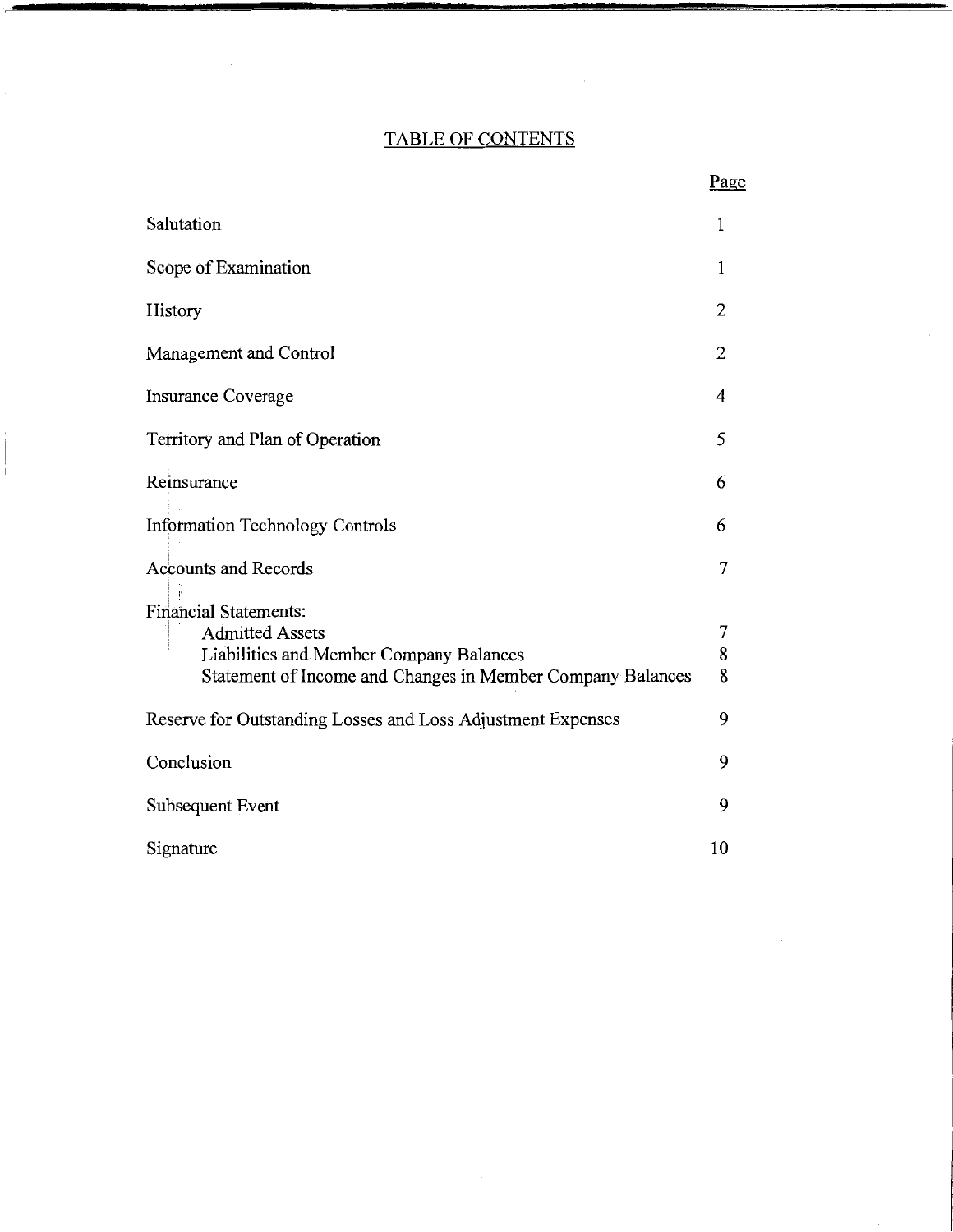# TABLE OF CONTENTS

| | Page |
|---|---|
| Salutation | 1 |
| Scope of Examination | 1 |
| History | 2 |
| Management and Control | 2 |
| Insurance Coverage | 4 |
| Territory and Plan of Operation | 5 |
| Reinsurance | 6 |
| Information Technology Controls | 6 |
| Accounts and Records | 7 |
| Financial Statements: | |
| Admitted Assets | 7 |
| Liabilities and Member Company Balances | 8 |
| Statement of Income and Changes in Member Company Balances | 8 |
| Reserve for Outstanding Losses and Loss Adjustment Expenses | 9 |
| Conclusion | 9 |
| Subsequent Event | 9 |
| Signature | 10 |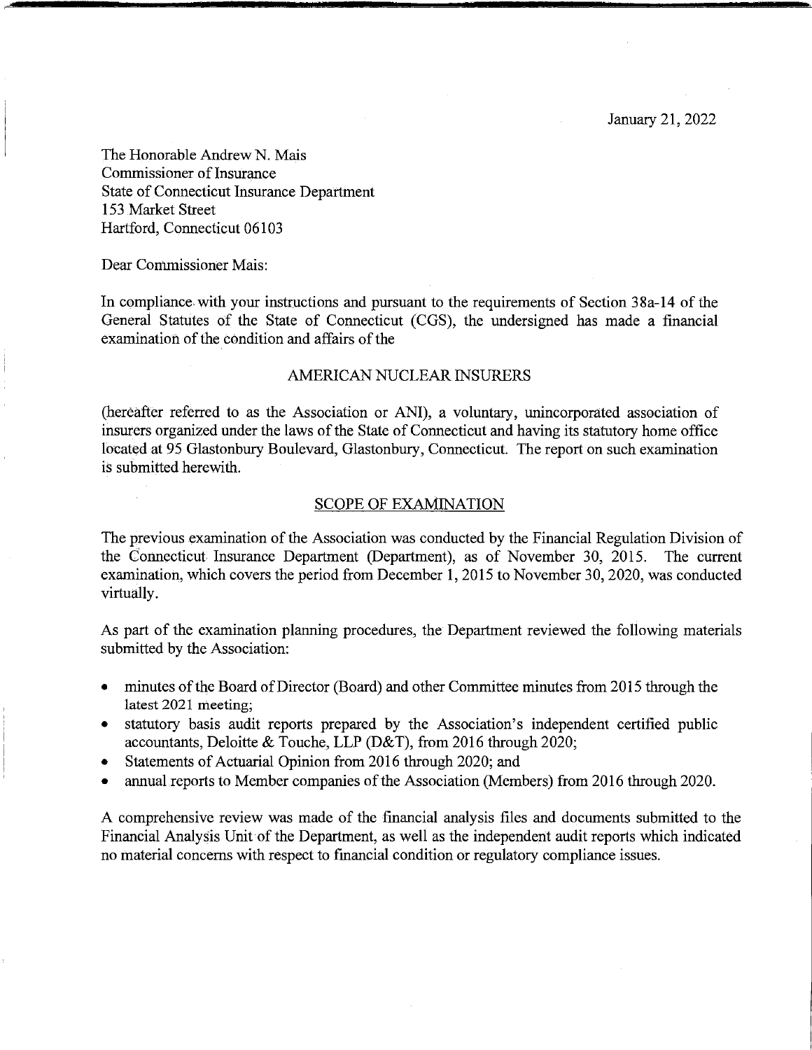January 21, 2022

The Honorable Andrew N. Mais
Commissioner of Insurance
State of Connecticut Insurance Department
153 Market Street
Hartford, Connecticut 06103

Dear Commissioner Mais:

In compliance with your instructions and pursuant to the requirements of Section 38a-14 of the General Statutes of the State of Connecticut (CGS), the undersigned has made a financial examination of the condition and affairs of the

AMERICAN NUCLEAR INSURERS

(hereafter referred to as the Association or ANI), a voluntary, unincorporated association of insurers organized under the laws of the State of Connecticut and having its statutory home office located at 95 Glastonbury Boulevard, Glastonbury, Connecticut. The report on such examination is submitted herewith.

## SCOPE OF EXAMINATION

The previous examination of the Association was conducted by the Financial Regulation Division of the Connecticut Insurance Department (Department), as of November 30, 2015. The current examination, which covers the period from December 1, 2015 to November 30, 2020, was conducted virtually.

As part of the examination planning procedures, the Department reviewed the following materials submitted by the Association:

- minutes of the Board of Director (Board) and other Committee minutes from 2015 through the latest 2021 meeting;
- statutory basis audit reports prepared by the Association's independent certified public accountants, Deloitte & Touche, LLP (D&T), from 2016 through 2020;
- Statements of Actuarial Opinion from 2016 through 2020; and
- annual reports to Member companies of the Association (Members) from 2016 through 2020.

A comprehensive review was made of the financial analysis files and documents submitted to the Financial Analysis Unit of the Department, as well as the independent audit reports which indicated no material concerns with respect to financial condition or regulatory compliance issues.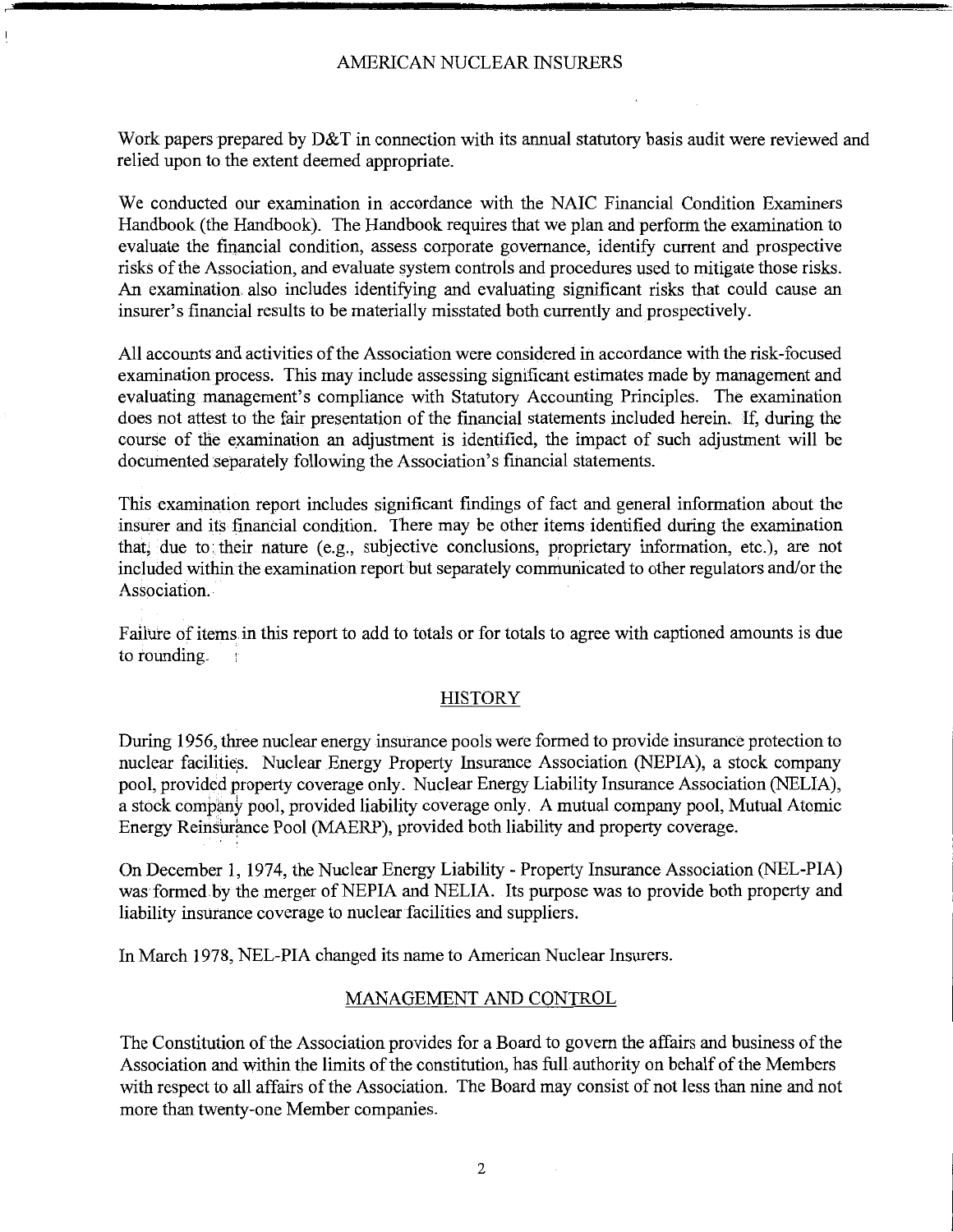Work papers prepared by D&T in connection with its annual statutory basis audit were reviewed and relied upon to the extent deemed appropriate.

We conducted our examination in accordance with the NAIC Financial Condition Examiners Handbook (the Handbook). The Handbook requires that we plan and perform the examination to evaluate the financial condition, assess corporate governance, identify current and prospective risks of the Association, and evaluate system controls and procedures used to mitigate those risks. An examination also includes identifying and evaluating significant risks that could cause an insurer's financial results to be materially misstated both currently and prospectively.

All accounts and activities of the Association were considered in accordance with the risk-focused examination process. This may include assessing significant estimates made by management and evaluating management's compliance with Statutory Accounting Principles. The examination does not attest to the fair presentation of the financial statements included herein. If, during the course of the examination an adjustment is identified, the impact of such adjustment will be documented separately following the Association's financial statements.

This examination report includes significant findings of fact and general information about the insurer and its financial condition. There may be other items identified during the examination that, due to their nature (e.g., subjective conclusions, proprietary information, etc.), are not included within the examination report but separately communicated to other regulators and/or the Association.

Failure of items in this report to add to totals or for totals to agree with captioned amounts is due to rounding.

## HISTORY

During 1956, three nuclear energy insurance pools were formed to provide insurance protection to nuclear facilities. Nuclear Energy Property Insurance Association (NEPIA), a stock company pool, provided property coverage only. Nuclear Energy Liability Insurance Association (NELIA), a stock company pool, provided liability coverage only. A mutual company pool, Mutual Atomic Energy Reinsurance Pool (MAERP), provided both liability and property coverage.

On December 1, 1974, the Nuclear Energy Liability - Property Insurance Association (NEL-PIA) was formed by the merger of NEPIA and NELIA. Its purpose was to provide both property and liability insurance coverage to nuclear facilities and suppliers.

In March 1978, NEL-PIA changed its name to American Nuclear Insurers.

## MANAGEMENT AND CONTROL

The Constitution of the Association provides for a Board to govern the affairs and business of the Association and within the limits of the constitution, has full authority on behalf of the Members with respect to all affairs of the Association. The Board may consist of not less than nine and not more than twenty-one Member companies.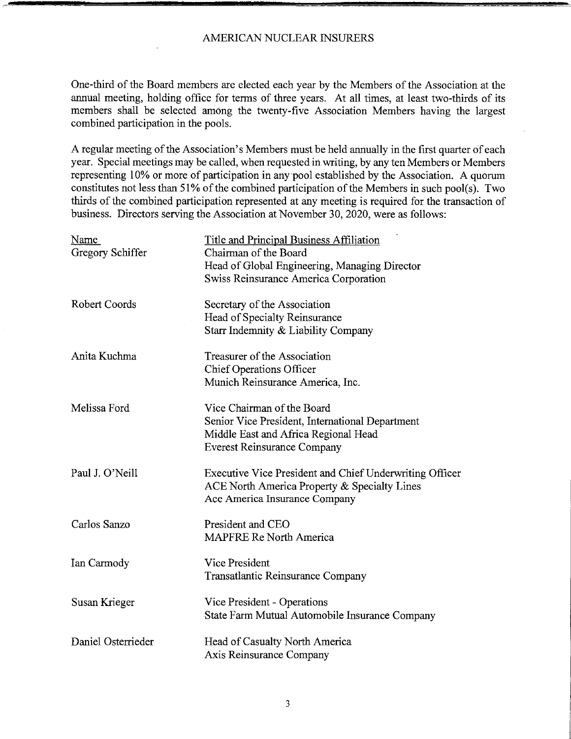One-third of the Board members are elected each year by the Members of the Association at the annual meeting, holding office for terms of three years. At all times, at least two-thirds of its members shall be selected among the twenty-five Association Members having the largest combined participation in the pools.

A regular meeting of the Association's Members must be held annually in the first quarter of each year. Special meetings may be called, when requested in writing, by any ten Members or Members representing 10% or more of participation in any pool established by the Association. A quorum constitutes not less than 51% of the combined participation of the Members in such pool(s). Two thirds of the combined participation represented at any meeting is required for the transaction of business. Directors serving the Association at November 30, 2020, were as follows:

| Name | Title and Principal Business Affiliation |
|---|---|
| Gregory Schiffer | Chairman of the Board<br>Head of Global Engineering, Managing Director<br>Swiss Reinsurance America Corporation |
| Robert Coords | Secretary of the Association<br>Head of Specialty Reinsurance<br>Starr Indemnity & Liability Company |
| Anita Kuchma | Treasurer of the Association<br>Chief Operations Officer<br>Munich Reinsurance America, Inc. |
| Melissa Ford | Vice Chairman of the Board<br>Senior Vice President, International Department<br>Middle East and Africa Regional Head<br>Everest Reinsurance Company |
| Paul J. O'Neill | Executive Vice President and Chief Underwriting Officer<br>ACE North America Property & Specialty Lines<br>Ace America Insurance Company |
| Carlos Sanzo | President and CEO<br>MAPFRE Re North America |
| Ian Carmody | Vice President<br>Transatlantic Reinsurance Company |
| Susan Krieger | Vice President - Operations<br>State Farm Mutual Automobile Insurance Company |
| Daniel Osterrieder | Head of Casualty North America<br>Axis Reinsurance Company |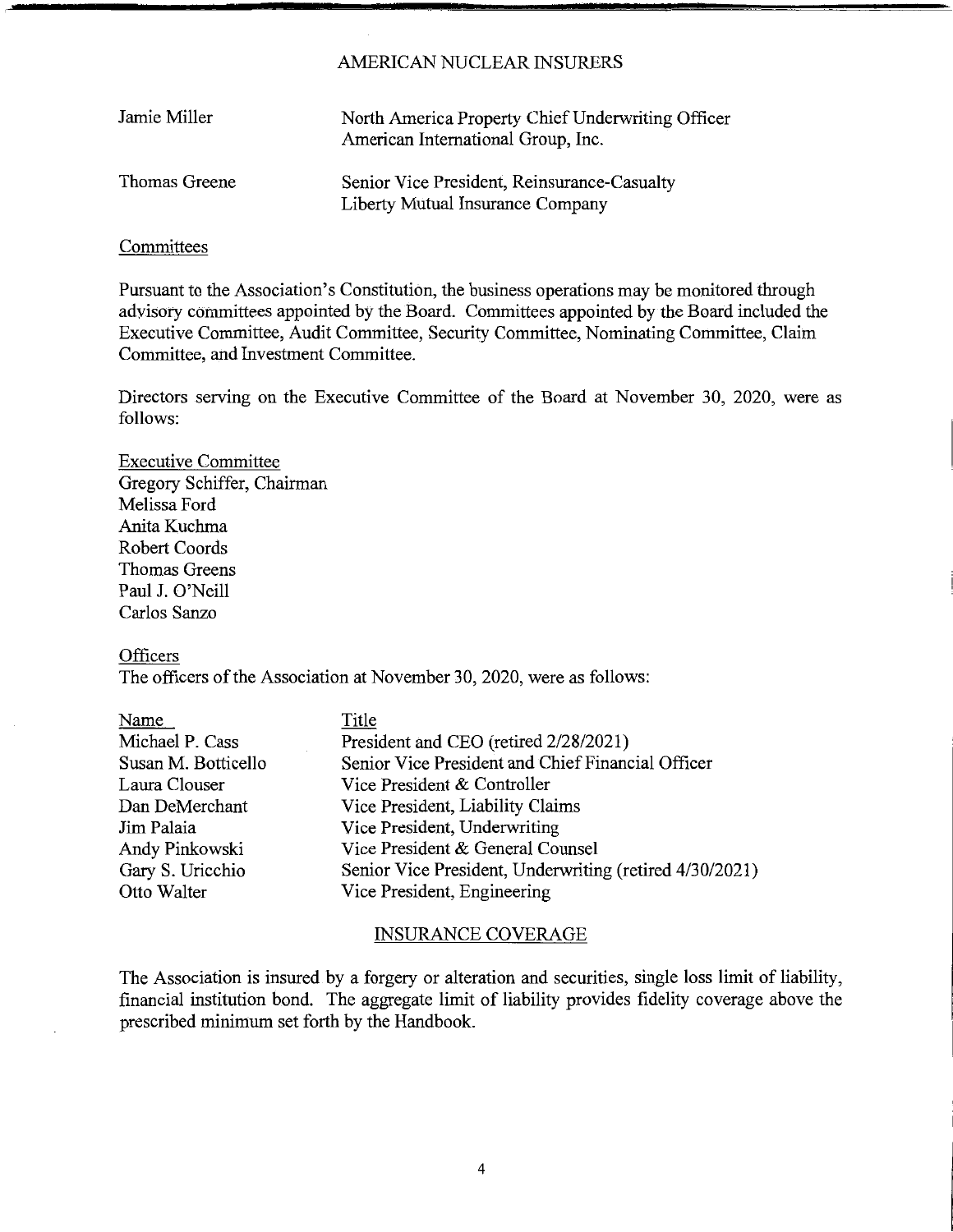AMERICAN NUCLEAR INSURERS

| | |
|---|---|
| Jamie Miller | North America Property Chief Underwriting Officer<br>American International Group, Inc. |
| Thomas Greene | Senior Vice President, Reinsurance-Casualty<br>Liberty Mutual Insurance Company |

## Committees

Pursuant to the Association's Constitution, the business operations may be monitored through advisory committees appointed by the Board. Committees appointed by the Board included the Executive Committee, Audit Committee, Security Committee, Nominating Committee, Claim Committee, and Investment Committee.

Directors serving on the Executive Committee of the Board at November 30, 2020, were as follows:

Executive Committee
Gregory Schiffer, Chairman
Melissa Ford
Anita Kuchma
Robert Coords
Thomas Greens
Paul J. O'Neill
Carlos Sanzo

## Officers

The officers of the Association at November 30, 2020, were as follows:

| Name | Title |
|---|---|
| Michael P. Cass | President and CEO (retired 2/28/2021) |
| Susan M. Botticello | Senior Vice President and Chief Financial Officer |
| Laura Clouser | Vice President & Controller |
| Dan DeMerchant | Vice President, Liability Claims |
| Jim Palaia | Vice President, Underwriting |
| Andy Pinkowski | Vice President & General Counsel |
| Gary S. Uricchio | Senior Vice President, Underwriting (retired 4/30/2021) |
| Otto Walter | Vice President, Engineering |

## INSURANCE COVERAGE

The Association is insured by a forgery or alteration and securities, single loss limit of liability, financial institution bond. The aggregate limit of liability provides fidelity coverage above the prescribed minimum set forth by the Handbook.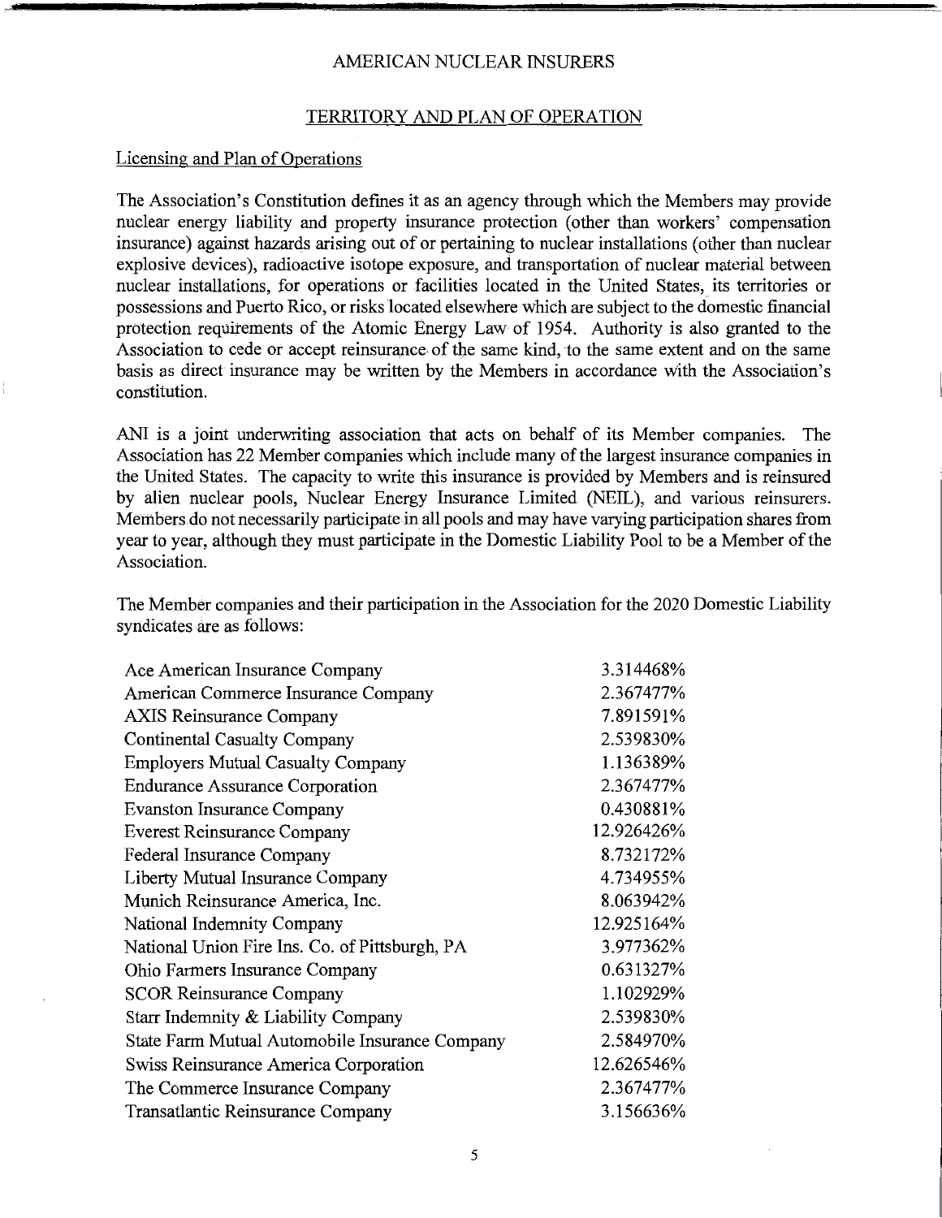AMERICAN NUCLEAR INSURERS

## TERRITORY AND PLAN OF OPERATION

### Licensing and Plan of Operations

The Association's Constitution defines it as an agency through which the Members may provide nuclear energy liability and property insurance protection (other than workers' compensation insurance) against hazards arising out of or pertaining to nuclear installations (other than nuclear explosive devices), radioactive isotope exposure, and transportation of nuclear material between nuclear installations, for operations or facilities located in the United States, its territories or possessions and Puerto Rico, or risks located elsewhere which are subject to the domestic financial protection requirements of the Atomic Energy Law of 1954. Authority is also granted to the Association to cede or accept reinsurance of the same kind, to the same extent and on the same basis as direct insurance may be written by the Members in accordance with the Association's constitution.

ANI is a joint underwriting association that acts on behalf of its Member companies. The Association has 22 Member companies which include many of the largest insurance companies in the United States. The capacity to write this insurance is provided by Members and is reinsured by alien nuclear pools, Nuclear Energy Insurance Limited (NEIL), and various reinsurers. Members do not necessarily participate in all pools and may have varying participation shares from year to year, although they must participate in the Domestic Liability Pool to be a Member of the Association.

The Member companies and their participation in the Association for the 2020 Domestic Liability syndicates are as follows:

| Member Company | Participation |
|---|---|
| Ace American Insurance Company | 3.314468% |
| American Commerce Insurance Company | 2.367477% |
| AXIS Reinsurance Company | 7.891591% |
| Continental Casualty Company | 2.539830% |
| Employers Mutual Casualty Company | 1.136389% |
| Endurance Assurance Corporation | 2.367477% |
| Evanston Insurance Company | 0.430881% |
| Everest Reinsurance Company | 12.926426% |
| Federal Insurance Company | 8.732172% |
| Liberty Mutual Insurance Company | 4.734955% |
| Munich Reinsurance America, Inc. | 8.063942% |
| National Indemnity Company | 12.925164% |
| National Union Fire Ins. Co. of Pittsburgh, PA | 3.977362% |
| Ohio Farmers Insurance Company | 0.631327% |
| SCOR Reinsurance Company | 1.102929% |
| Starr Indemnity & Liability Company | 2.539830% |
| State Farm Mutual Automobile Insurance Company | 2.584970% |
| Swiss Reinsurance America Corporation | 12.626546% |
| The Commerce Insurance Company | 2.367477% |
| Transatlantic Reinsurance Company | 3.156636% |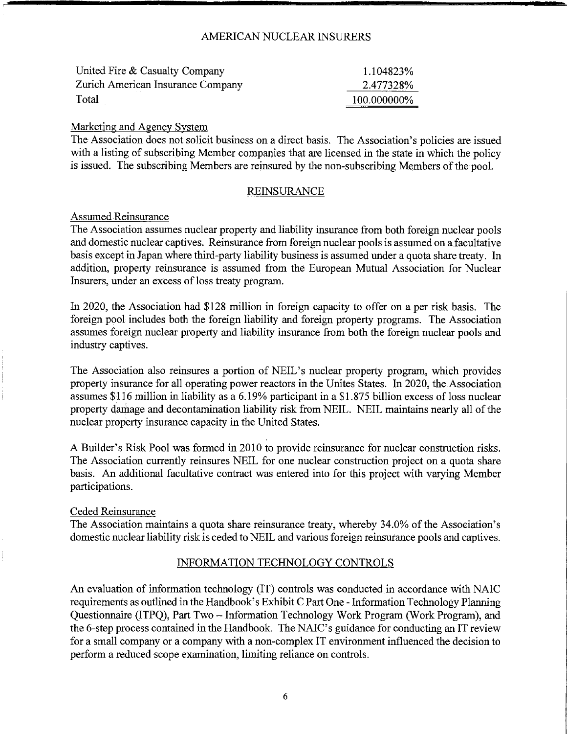| | |
|---|---|
| United Fire & Casualty Company | 1.104823% |
| Zurich American Insurance Company | 2.477328% |
| Total | 100.000000% |

Marketing and Agency System

The Association does not solicit business on a direct basis. The Association's policies are issued with a listing of subscribing Member companies that are licensed in the state in which the policy is issued. The subscribing Members are reinsured by the non-subscribing Members of the pool.

## REINSURANCE

Assumed Reinsurance

The Association assumes nuclear property and liability insurance from both foreign nuclear pools and domestic nuclear captives. Reinsurance from foreign nuclear pools is assumed on a facultative basis except in Japan where third-party liability business is assumed under a quota share treaty. In addition, property reinsurance is assumed from the European Mutual Association for Nuclear Insurers, under an excess of loss treaty program.

In 2020, the Association had $128 million in foreign capacity to offer on a per risk basis. The foreign pool includes both the foreign liability and foreign property programs. The Association assumes foreign nuclear property and liability insurance from both the foreign nuclear pools and industry captives.

The Association also reinsures a portion of NEIL's nuclear property program, which provides property insurance for all operating power reactors in the Unites States. In 2020, the Association assumes $116 million in liability as a 6.19% participant in a $1.875 billion excess of loss nuclear property damage and decontamination liability risk from NEIL. NEIL maintains nearly all of the nuclear property insurance capacity in the United States.

A Builder's Risk Pool was formed in 2010 to provide reinsurance for nuclear construction risks. The Association currently reinsures NEIL for one nuclear construction project on a quota share basis. An additional facultative contract was entered into for this project with varying Member participations.

Ceded Reinsurance

The Association maintains a quota share reinsurance treaty, whereby 34.0% of the Association's domestic nuclear liability risk is ceded to NEIL and various foreign reinsurance pools and captives.

## INFORMATION TECHNOLOGY CONTROLS

An evaluation of information technology (IT) controls was conducted in accordance with NAIC requirements as outlined in the Handbook's Exhibit C Part One - Information Technology Planning Questionnaire (ITPQ), Part Two – Information Technology Work Program (Work Program), and the 6-step process contained in the Handbook. The NAIC's guidance for conducting an IT review for a small company or a company with a non-complex IT environment influenced the decision to perform a reduced scope examination, limiting reliance on controls.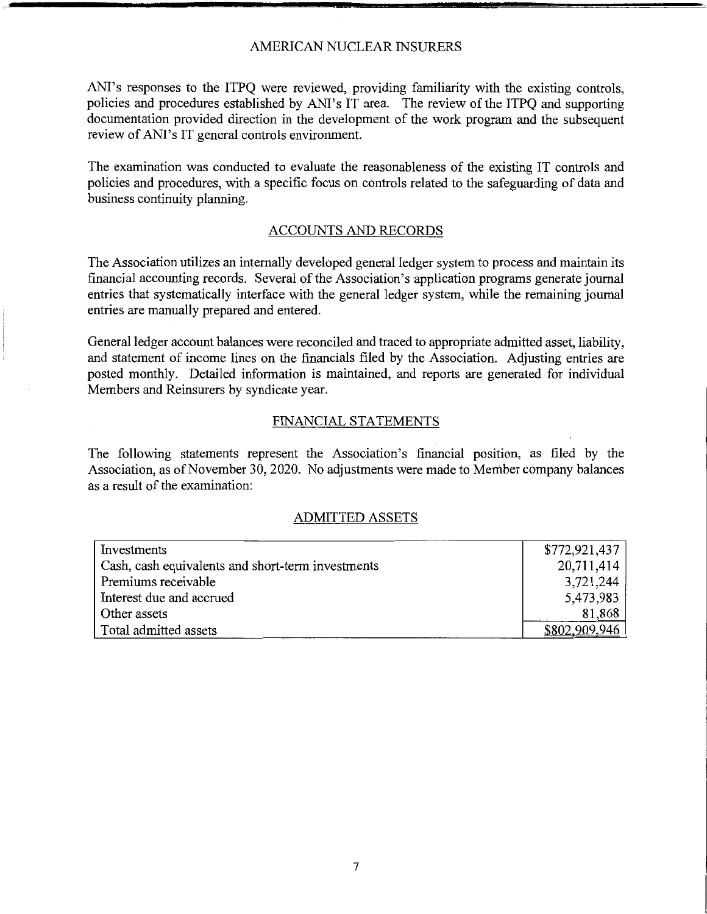ANI's responses to the ITPQ were reviewed, providing familiarity with the existing controls, policies and procedures established by ANI's IT area. The review of the ITPQ and supporting documentation provided direction in the development of the work program and the subsequent review of ANI's IT general controls environment.

The examination was conducted to evaluate the reasonableness of the existing IT controls and policies and procedures, with a specific focus on controls related to the safeguarding of data and business continuity planning.

## ACCOUNTS AND RECORDS

The Association utilizes an internally developed general ledger system to process and maintain its financial accounting records. Several of the Association's application programs generate journal entries that systematically interface with the general ledger system, while the remaining journal entries are manually prepared and entered.

General ledger account balances were reconciled and traced to appropriate admitted asset, liability, and statement of income lines on the financials filed by the Association. Adjusting entries are posted monthly. Detailed information is maintained, and reports are generated for individual Members and Reinsurers by syndicate year.

## FINANCIAL STATEMENTS

The following statements represent the Association's financial position, as filed by the Association, as of November 30, 2020. No adjustments were made to Member company balances as a result of the examination:

### ADMITTED ASSETS

| | |
|---|---|
| Investments | $772,921,437 |
| Cash, cash equivalents and short-term investments | 20,711,414 |
| Premiums receivable | 3,721,244 |
| Interest due and accrued | 5,473,983 |
| Other assets | 81,868 |
| Total admitted assets | $802,909,946 |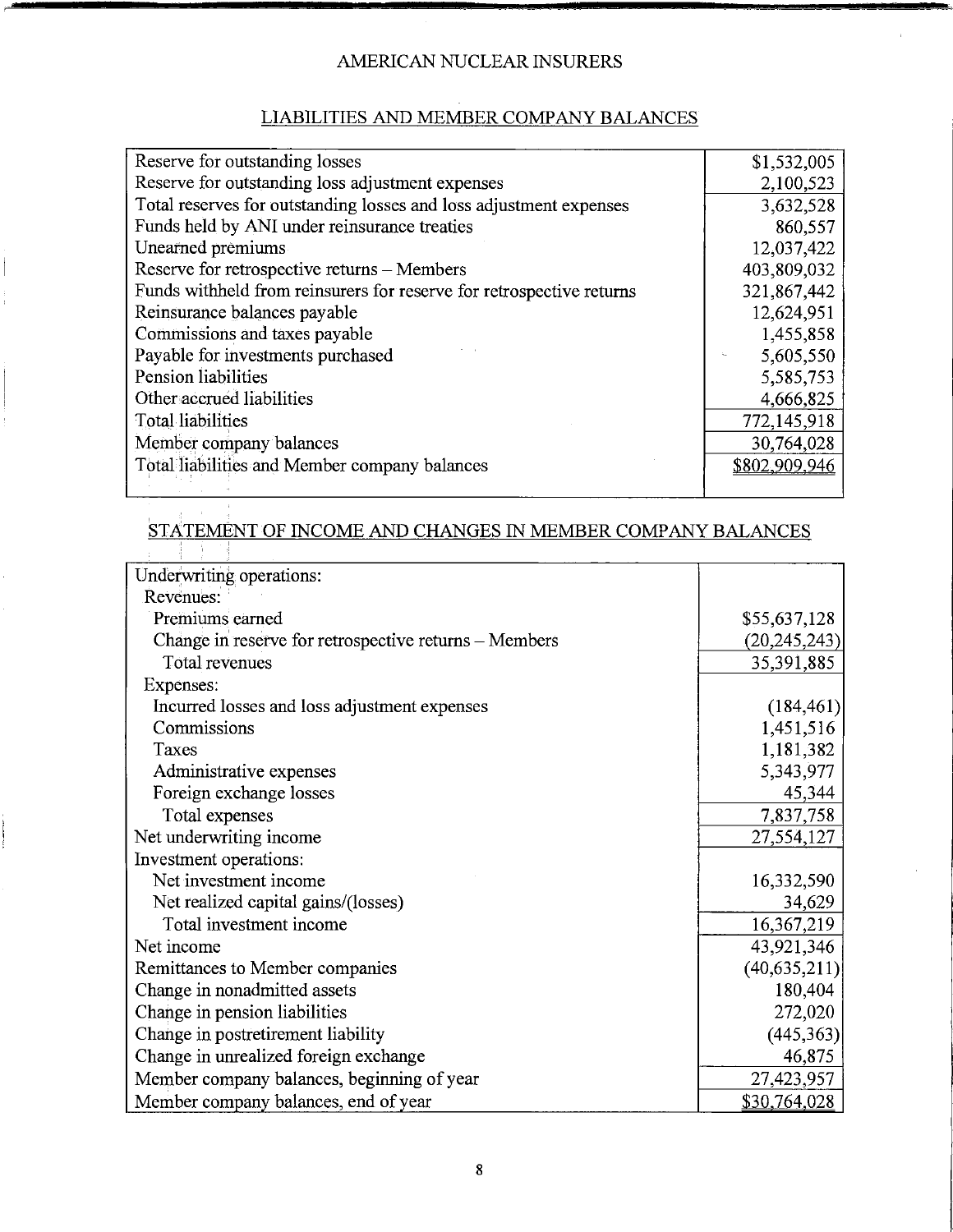# AMERICAN NUCLEAR INSURERS

## LIABILITIES AND MEMBER COMPANY BALANCES

| | |
|---|---|
| Reserve for outstanding losses | $1,532,005 |
| Reserve for outstanding loss adjustment expenses | 2,100,523 |
| Total reserves for outstanding losses and loss adjustment expenses | 3,632,528 |
| Funds held by ANI under reinsurance treaties | 860,557 |
| Unearned premiums | 12,037,422 |
| Reserve for retrospective returns – Members | 403,809,032 |
| Funds withheld from reinsurers for reserve for retrospective returns | 321,867,442 |
| Reinsurance balances payable | 12,624,951 |
| Commissions and taxes payable | 1,455,858 |
| Payable for investments purchased | 5,605,550 |
| Pension liabilities | 5,585,753 |
| Other accrued liabilities | 4,666,825 |
| Total liabilities | 772,145,918 |
| Member company balances | 30,764,028 |
| Total liabilities and Member company balances | $802,909,946 |

## STATEMENT OF INCOME AND CHANGES IN MEMBER COMPANY BALANCES

| | |
|---|---|
| Underwriting operations: | |
| Revenues: | |
| Premiums earned | $55,637,128 |
| Change in reserve for retrospective returns – Members | (20,245,243) |
| Total revenues | 35,391,885 |
| Expenses: | |
| Incurred losses and loss adjustment expenses | (184,461) |
| Commissions | 1,451,516 |
| Taxes | 1,181,382 |
| Administrative expenses | 5,343,977 |
| Foreign exchange losses | 45,344 |
| Total expenses | 7,837,758 |
| Net underwriting income | 27,554,127 |
| Investment operations: | |
| Net investment income | 16,332,590 |
| Net realized capital gains/(losses) | 34,629 |
| Total investment income | 16,367,219 |
| Net income | 43,921,346 |
| Remittances to Member companies | (40,635,211) |
| Change in nonadmitted assets | 180,404 |
| Change in pension liabilities | 272,020 |
| Change in postretirement liability | (445,363) |
| Change in unrealized foreign exchange | 46,875 |
| Member company balances, beginning of year | 27,423,957 |
| Member company balances, end of year | $30,764,028 |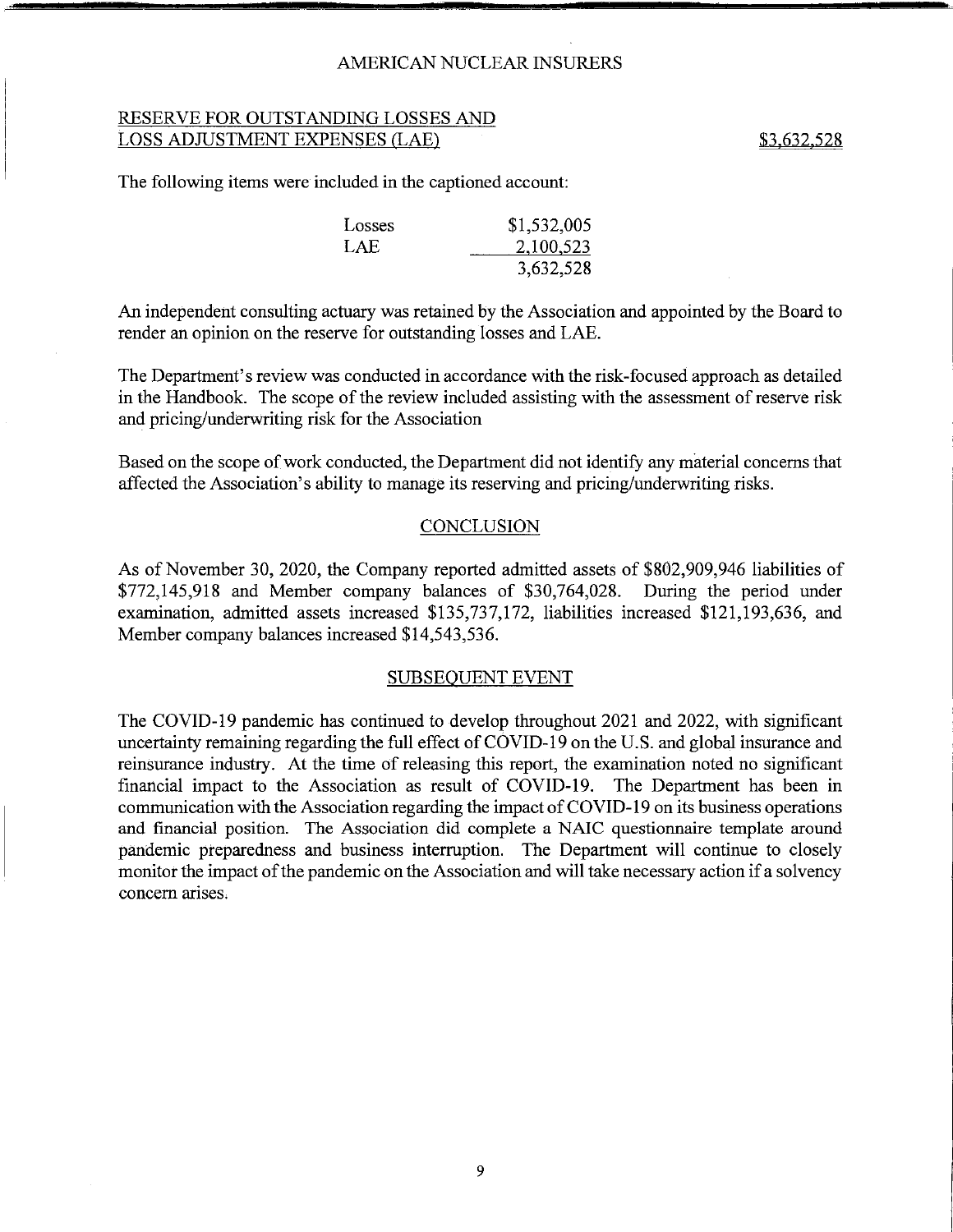## RESERVE FOR OUTSTANDING LOSSES AND LOSS ADJUSTMENT EXPENSES (LAE) $3,632,528

The following items were included in the captioned account:

| | |
|---|---|
| Losses | $1,532,005 |
| LAE | 2,100,523 |
| | 3,632,528 |

An independent consulting actuary was retained by the Association and appointed by the Board to render an opinion on the reserve for outstanding losses and LAE.

The Department's review was conducted in accordance with the risk-focused approach as detailed in the Handbook. The scope of the review included assisting with the assessment of reserve risk and pricing/underwriting risk for the Association

Based on the scope of work conducted, the Department did not identify any material concerns that affected the Association's ability to manage its reserving and pricing/underwriting risks.

## CONCLUSION

As of November 30, 2020, the Company reported admitted assets of $802,909,946 liabilities of $772,145,918 and Member company balances of $30,764,028. During the period under examination, admitted assets increased $135,737,172, liabilities increased $121,193,636, and Member company balances increased $14,543,536.

## SUBSEQUENT EVENT

The COVID-19 pandemic has continued to develop throughout 2021 and 2022, with significant uncertainty remaining regarding the full effect of COVID-19 on the U.S. and global insurance and reinsurance industry. At the time of releasing this report, the examination noted no significant financial impact to the Association as result of COVID-19. The Department has been in communication with the Association regarding the impact of COVID-19 on its business operations and financial position. The Association did complete a NAIC questionnaire template around pandemic preparedness and business interruption. The Department will continue to closely monitor the impact of the pandemic on the Association and will take necessary action if a solvency concern arises.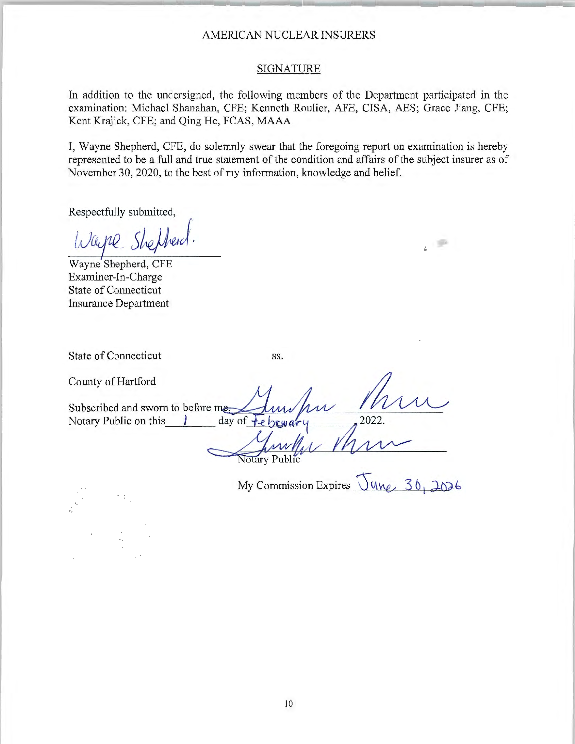AMERICAN NUCLEAR INSURERS

## SIGNATURE

In addition to the undersigned, the following members of the Department participated in the examination: Michael Shanahan, CFE; Kenneth Roulier, AFE, CISA, AES; Grace Jiang, CFE; Kent Krajick, CFE; and Qing He, FCAS, MAAA

I, Wayne Shepherd, CFE, do solemnly swear that the foregoing report on examination is hereby represented to be a full and true statement of the condition and affairs of the subject insurer as of November 30, 2020, to the best of my information, knowledge and belief.

Respectfully submitted,

Wayne Shepherd

Wayne Shepherd, CFE
Examiner-In-Charge
State of Connecticut
Insurance Department

State of Connecticut ss.

County of Hartford

Subscribed and sworn to before me, Notary Public on this 1 day of February, 2022.

Notary Public

My Commission Expires June 30, 2026